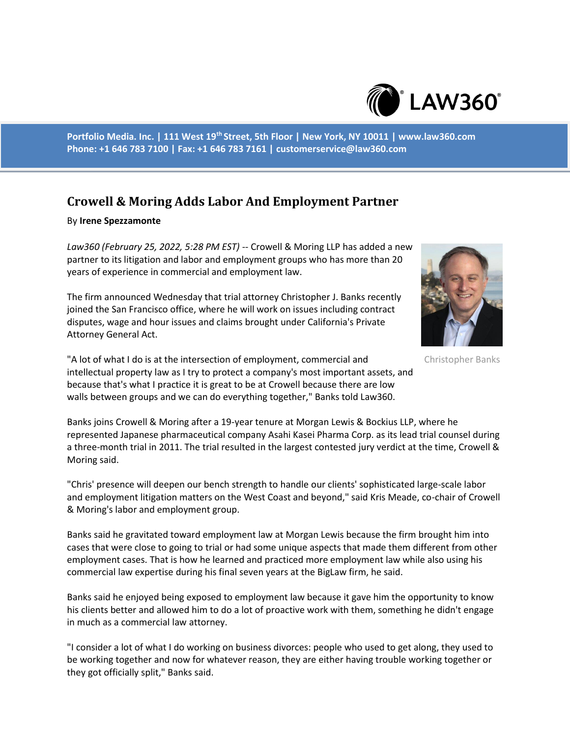Portfolio Media. Inc. | 111 West 19th Street, 5th Floor | New York, NY 10011 | www.law360.com
Phone: +1 646 783 7100 | Fax: +1 646 783 7161 | customerservice@law360.com

# Crowell & Moring Adds Labor And Employment Partner

By **Irene Spezzamonte**

*Law360 (February 25, 2022, 5:28 PM EST)* -- Crowell & Moring LLP has added a new partner to its litigation and labor and employment groups who has more than 20 years of experience in commercial and employment law.

The firm announced Wednesday that trial attorney Christopher J. Banks recently joined the San Francisco office, where he will work on issues including contract disputes, wage and hour issues and claims brought under California's Private Attorney General Act.

Christopher Banks

"A lot of what I do is at the intersection of employment, commercial and intellectual property law as I try to protect a company's most important assets, and because that's what I practice it is great to be at Crowell because there are low walls between groups and we can do everything together," Banks told Law360.

Banks joins Crowell & Moring after a 19-year tenure at Morgan Lewis & Bockius LLP, where he represented Japanese pharmaceutical company Asahi Kasei Pharma Corp. as its lead trial counsel during a three-month trial in 2011. The trial resulted in the largest contested jury verdict at the time, Crowell & Moring said.

"Chris' presence will deepen our bench strength to handle our clients' sophisticated large-scale labor and employment litigation matters on the West Coast and beyond," said Kris Meade, co-chair of Crowell & Moring's labor and employment group.

Banks said he gravitated toward employment law at Morgan Lewis because the firm brought him into cases that were close to going to trial or had some unique aspects that made them different from other employment cases. That is how he learned and practiced more employment law while also using his commercial law expertise during his final seven years at the BigLaw firm, he said.

Banks said he enjoyed being exposed to employment law because it gave him the opportunity to know his clients better and allowed him to do a lot of proactive work with them, something he didn't engage in much as a commercial law attorney.

"I consider a lot of what I do working on business divorces: people who used to get along, they used to be working together and now for whatever reason, they are either having trouble working together or they got officially split," Banks said.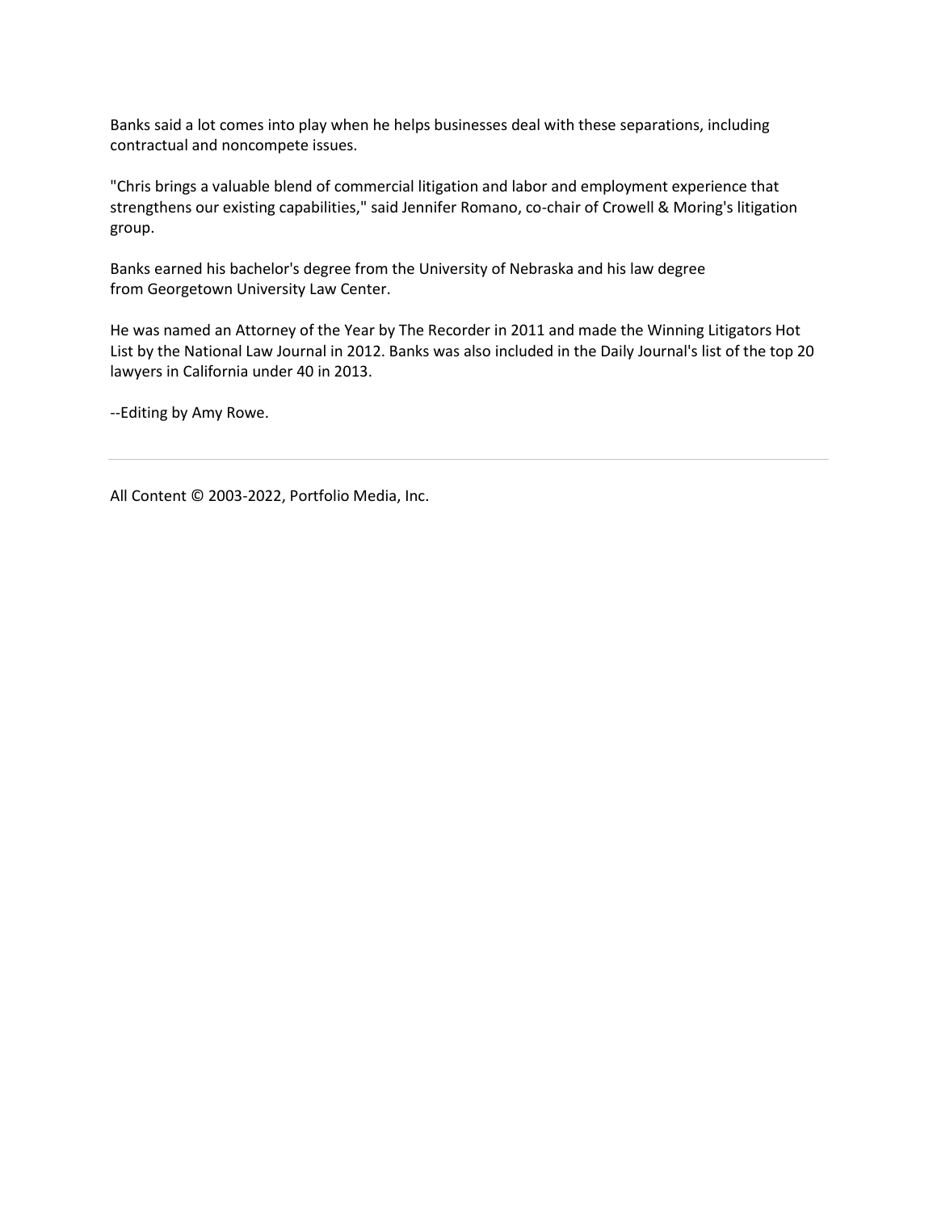Banks said a lot comes into play when he helps businesses deal with these separations, including contractual and noncompete issues.

"Chris brings a valuable blend of commercial litigation and labor and employment experience that strengthens our existing capabilities," said Jennifer Romano, co-chair of Crowell & Moring's litigation group.

Banks earned his bachelor's degree from the University of Nebraska and his law degree from Georgetown University Law Center.

He was named an Attorney of the Year by The Recorder in 2011 and made the Winning Litigators Hot List by the National Law Journal in 2012. Banks was also included in the Daily Journal's list of the top 20 lawyers in California under 40 in 2013.

--Editing by Amy Rowe.

---

All Content © 2003-2022, Portfolio Media, Inc.